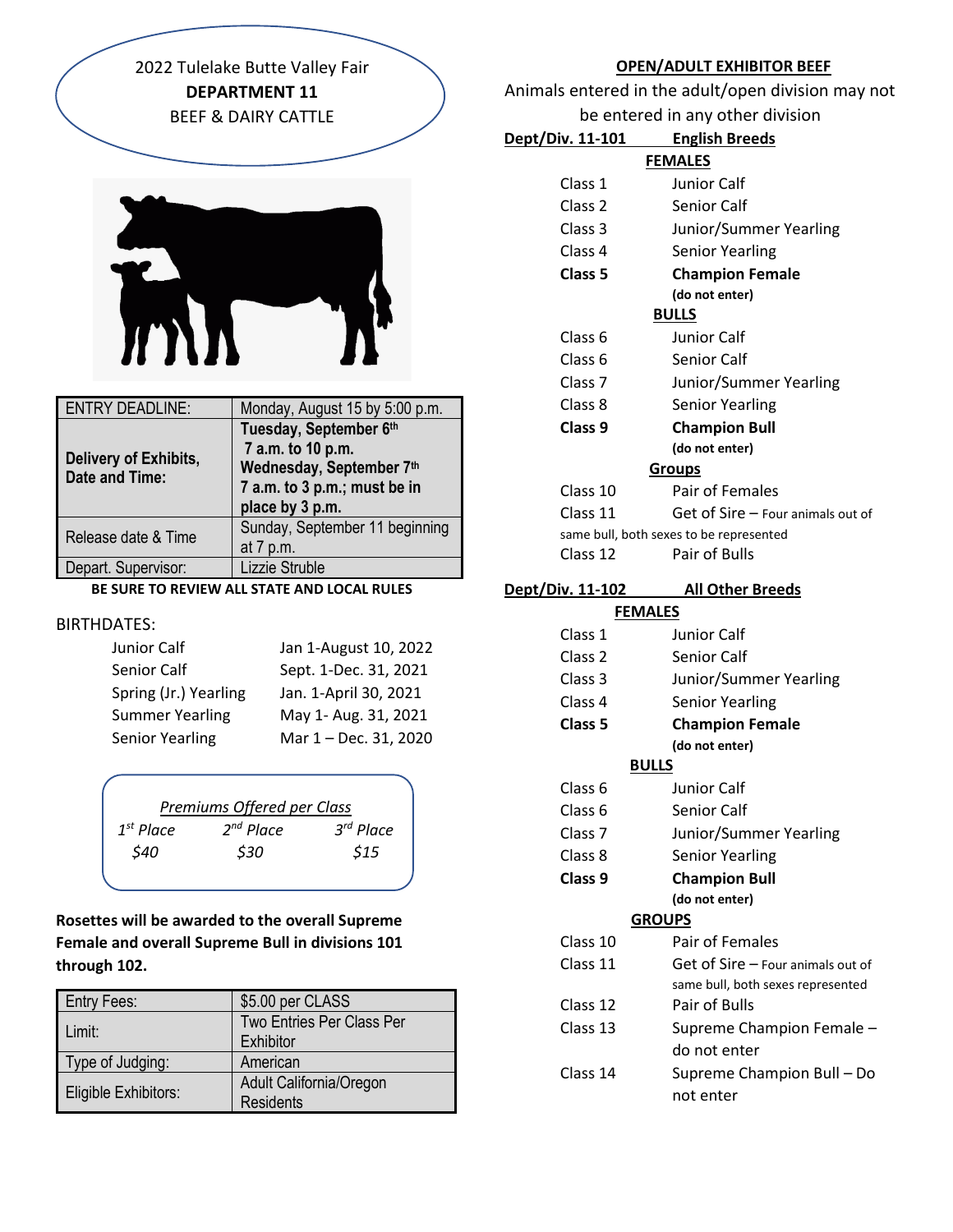# 2022 Tulelake Butte Valley Fair
## DEPARTMENT 11
### BEEF & DAIRY CATTLE

| ENTRY DEADLINE: | Monday, August 15 by 5:00 p.m. |
|---|---|
| Delivery of Exhibits, Date and Time: | **Tuesday, September 6th 7 a.m. to 10 p.m. Wednesday, September 7th 7 a.m. to 3 p.m.; must be in place by 3 p.m.** |
| Release date & Time | Sunday, September 11 beginning at 7 p.m. |
| Depart. Supervisor: | Lizzie Struble |

**BE SURE TO REVIEW ALL STATE AND LOCAL RULES**

BIRTHDATES:

| | |
|---|---|
| Junior Calf | Jan 1-August 10, 2022 |
| Senior Calf | Sept. 1-Dec. 31, 2021 |
| Spring (Jr.) Yearling | Jan. 1-April 30, 2021 |
| Summer Yearling | May 1- Aug. 31, 2021 |
| Senior Yearling | Mar 1 – Dec. 31, 2020 |

*Premiums Offered per Class*

| *1st Place* | *2nd Place* | *3rd Place* |
|---|---|---|
| *$40* | *$30* | *$15* |

**Rosettes will be awarded to the overall Supreme Female and overall Supreme Bull in divisions 101 through 102.**

| Entry Fees: | $5.00 per CLASS |
|---|---|
| Limit: | Two Entries Per Class Per Exhibitor |
| Type of Judging: | American |
| Eligible Exhibitors: | Adult California/Oregon Residents |

## OPEN/ADULT EXHIBITOR BEEF

Animals entered in the adult/open division may not be entered in any other division

### Dept/Div. 11-101 English Breeds

**FEMALES**

Class 1 Junior Calf
Class 2 Senior Calf
Class 3 Junior/Summer Yearling
Class 4 Senior Yearling
**Class 5 Champion Female (do not enter)**

**BULLS**

Class 6 Junior Calf
Class 6 Senior Calf
Class 7 Junior/Summer Yearling
Class 8 Senior Yearling
**Class 9 Champion Bull (do not enter)**

**Groups**

Class 10 Pair of Females
Class 11 Get of Sire – Four animals out of same bull, both sexes to be represented
Class 12 Pair of Bulls

### Dept/Div. 11-102 All Other Breeds

**FEMALES**

Class 1 Junior Calf
Class 2 Senior Calf
Class 3 Junior/Summer Yearling
Class 4 Senior Yearling
**Class 5 Champion Female (do not enter)**

**BULLS**

Class 6 Junior Calf
Class 6 Senior Calf
Class 7 Junior/Summer Yearling
Class 8 Senior Yearling
**Class 9 Champion Bull (do not enter)**

**GROUPS**

Class 10 Pair of Females
Class 11 Get of Sire – Four animals out of same bull, both sexes represented
Class 12 Pair of Bulls
Class 13 Supreme Champion Female – do not enter
Class 14 Supreme Champion Bull – Do not enter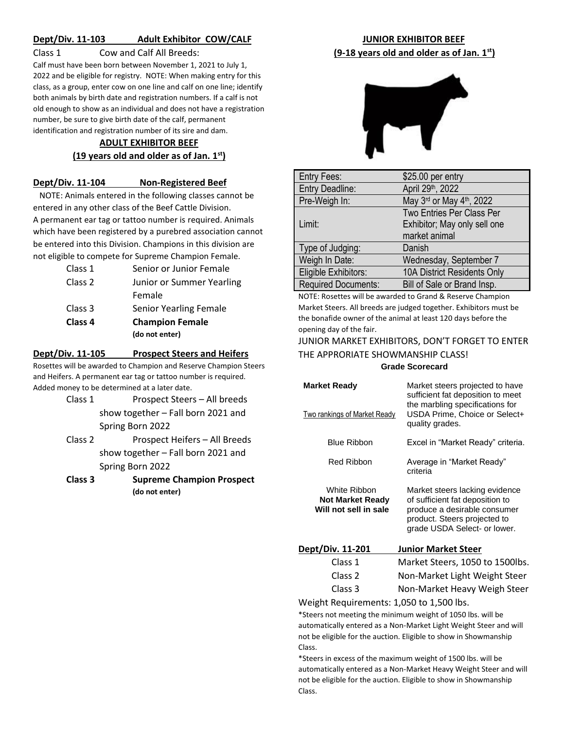**Dept/Div. 11-103 Adult Exhibitor COW/CALF**

Class 1 Cow and Calf All Breeds:

Calf must have been born between November 1, 2021 to July 1, 2022 and be eligible for registry. NOTE: When making entry for this class, as a group, enter cow on one line and calf on one line; identify both animals by birth date and registration numbers. If a calf is not old enough to show as an individual and does not have a registration number, be sure to give birth date of the calf, permanent identification and registration number of its sire and dam.

## ADULT EXHIBITOR BEEF
## (19 years old and older as of Jan. 1st)

**Dept/Div. 11-104 Non-Registered Beef**

NOTE: Animals entered in the following classes cannot be entered in any other class of the Beef Cattle Division. A permanent ear tag or tattoo number is required. Animals which have been registered by a purebred association cannot be entered into this Division. Champions in this division are not eligible to compete for Supreme Champion Female.

- Class 1 Senior or Junior Female
- Class 2 Junior or Summer Yearling Female
- Class 3 Senior Yearling Female
- **Class 4 Champion Female (do not enter)**

**Dept/Div. 11-105 Prospect Steers and Heifers**

Rosettes will be awarded to Champion and Reserve Champion Steers and Heifers. A permanent ear tag or tattoo number is required. Added money to be determined at a later date.

- Class 1 Prospect Steers – All breeds show together – Fall born 2021 and Spring Born 2022
- Class 2 Prospect Heifers – All Breeds show together – Fall born 2021 and Spring Born 2022
- **Class 3 Supreme Champion Prospect (do not enter)**

## JUNIOR EXHIBITOR BEEF
## (9-18 years old and older as of Jan. 1st)

| | |
|---|---|
| Entry Fees: | $25.00 per entry |
| Entry Deadline: | April 29th, 2022 |
| Pre-Weigh In: | May 3rd or May 4th, 2022 |
| Limit: | Two Entries Per Class Per Exhibitor; May only sell one market animal |
| Type of Judging: | Danish |
| Weigh In Date: | Wednesday, September 7 |
| Eligible Exhibitors: | 10A District Residents Only |
| Required Documents: | Bill of Sale or Brand Insp. |

NOTE: Rosettes will be awarded to Grand & Reserve Champion Market Steers. All breeds are judged together. Exhibitors must be the bonafide owner of the animal at least 120 days before the opening day of the fair.

JUNIOR MARKET EXHIBITORS, DON'T FORGET TO ENTER THE APPRORIATE SHOWMANSHIP CLASS!

**Grade Scorecard**

| | |
|---|---|
| **Market Ready**<br>Two rankings of Market Ready | Market steers projected to have sufficient fat deposition to meet the marbling specifications for USDA Prime, Choice or Select+ quality grades. |
| Blue Ribbon | Excel in "Market Ready" criteria. |
| Red Ribbon | Average in "Market Ready" criteria |
| White Ribbon<br>**Not Market Ready**<br>**Will not sell in sale** | Market steers lacking evidence of sufficient fat deposition to produce a desirable consumer product. Steers projected to grade USDA Select- or lower. |

**Dept/Div. 11-201 Junior Market Steer**

- Class 1 Market Steers, 1050 to 1500lbs.
- Class 2 Non-Market Light Weight Steer
- Class 3 Non-Market Heavy Weigh Steer

Weight Requirements: 1,050 to 1,500 lbs.

*Steers not meeting the minimum weight of 1050 lbs. will be automatically entered as a Non-Market Light Weight Steer and will not be eligible for the auction. Eligible to show in Showmanship Class.

*Steers in excess of the maximum weight of 1500 lbs. will be automatically entered as a Non-Market Heavy Weight Steer and will not be eligible for the auction. Eligible to show in Showmanship Class.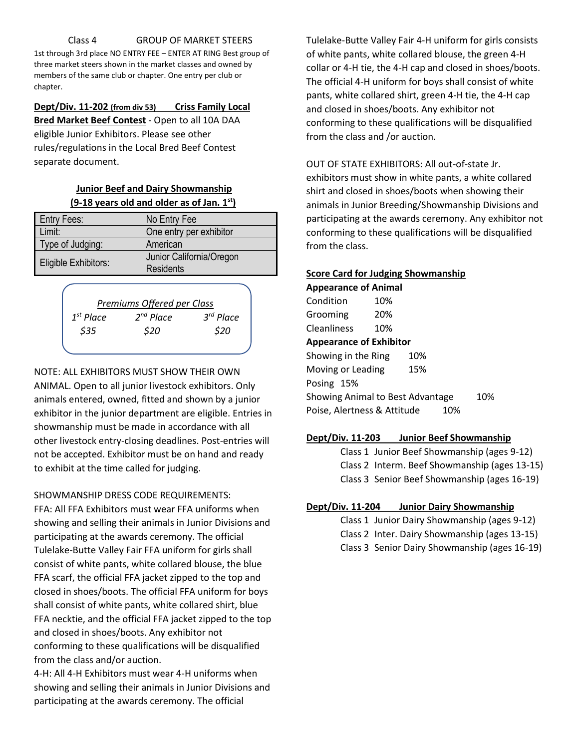Class 4 GROUP OF MARKET STEERS

1st through 3rd place NO ENTRY FEE – ENTER AT RING Best group of three market steers shown in the market classes and owned by members of the same club or chapter. One entry per club or chapter.

**Dept/Div. 11-202 (from div 53) Criss Family Local Bred Market Beef Contest** - Open to all 10A DAA eligible Junior Exhibitors. Please see other rules/regulations in the Local Bred Beef Contest separate document.

**Junior Beef and Dairy Showmanship (9-18 years old and older as of Jan. 1st)**

| Entry Fees: | No Entry Fee |
|---|---|
| Limit: | One entry per exhibitor |
| Type of Judging: | American |
| Eligible Exhibitors: | Junior California/Oregon Residents |

*Premiums Offered per Class*

| *1st Place* | *2nd Place* | *3rd Place* |
|---|---|---|
| *$35* | *$20* | *$20* |

NOTE: ALL EXHIBITORS MUST SHOW THEIR OWN ANIMAL. Open to all junior livestock exhibitors. Only animals entered, owned, fitted and shown by a junior exhibitor in the junior department are eligible. Entries in showmanship must be made in accordance with all other livestock entry-closing deadlines. Post-entries will not be accepted. Exhibitor must be on hand and ready to exhibit at the time called for judging.

SHOWMANSHIP DRESS CODE REQUIREMENTS:

FFA: All FFA Exhibitors must wear FFA uniforms when showing and selling their animals in Junior Divisions and participating at the awards ceremony. The official Tulelake-Butte Valley Fair FFA uniform for girls shall consist of white pants, white collared blouse, the blue FFA scarf, the official FFA jacket zipped to the top and closed in shoes/boots. The official FFA uniform for boys shall consist of white pants, white collared shirt, blue FFA necktie, and the official FFA jacket zipped to the top and closed in shoes/boots. Any exhibitor not conforming to these qualifications will be disqualified from the class and/or auction.

4-H: All 4-H Exhibitors must wear 4-H uniforms when showing and selling their animals in Junior Divisions and participating at the awards ceremony. The official Tulelake-Butte Valley Fair 4-H uniform for girls consists of white pants, white collared blouse, the green 4-H collar or 4-H tie, the 4-H cap and closed in shoes/boots. The official 4-H uniform for boys shall consist of white pants, white collared shirt, green 4-H tie, the 4-H cap and closed in shoes/boots. Any exhibitor not conforming to these qualifications will be disqualified from the class and /or auction.

OUT OF STATE EXHIBITORS: All out-of-state Jr. exhibitors must show in white pants, a white collared shirt and closed in shoes/boots when showing their animals in Junior Breeding/Showmanship Divisions and participating at the awards ceremony. Any exhibitor not conforming to these qualifications will be disqualified from the class.

**Score Card for Judging Showmanship**

**Appearance of Animal**

Condition 10%
Grooming 20%
Cleanliness 10%

**Appearance of Exhibitor**

Showing in the Ring 10%
Moving or Leading 15%
Posing 15%
Showing Animal to Best Advantage 10%
Poise, Alertness & Attitude 10%

**Dept/Div. 11-203 Junior Beef Showmanship**

Class 1 Junior Beef Showmanship (ages 9-12)
Class 2 Interm. Beef Showmanship (ages 13-15)
Class 3 Senior Beef Showmanship (ages 16-19)

**Dept/Div. 11-204 Junior Dairy Showmanship**

Class 1 Junior Dairy Showmanship (ages 9-12)
Class 2 Inter. Dairy Showmanship (ages 13-15)
Class 3 Senior Dairy Showmanship (ages 16-19)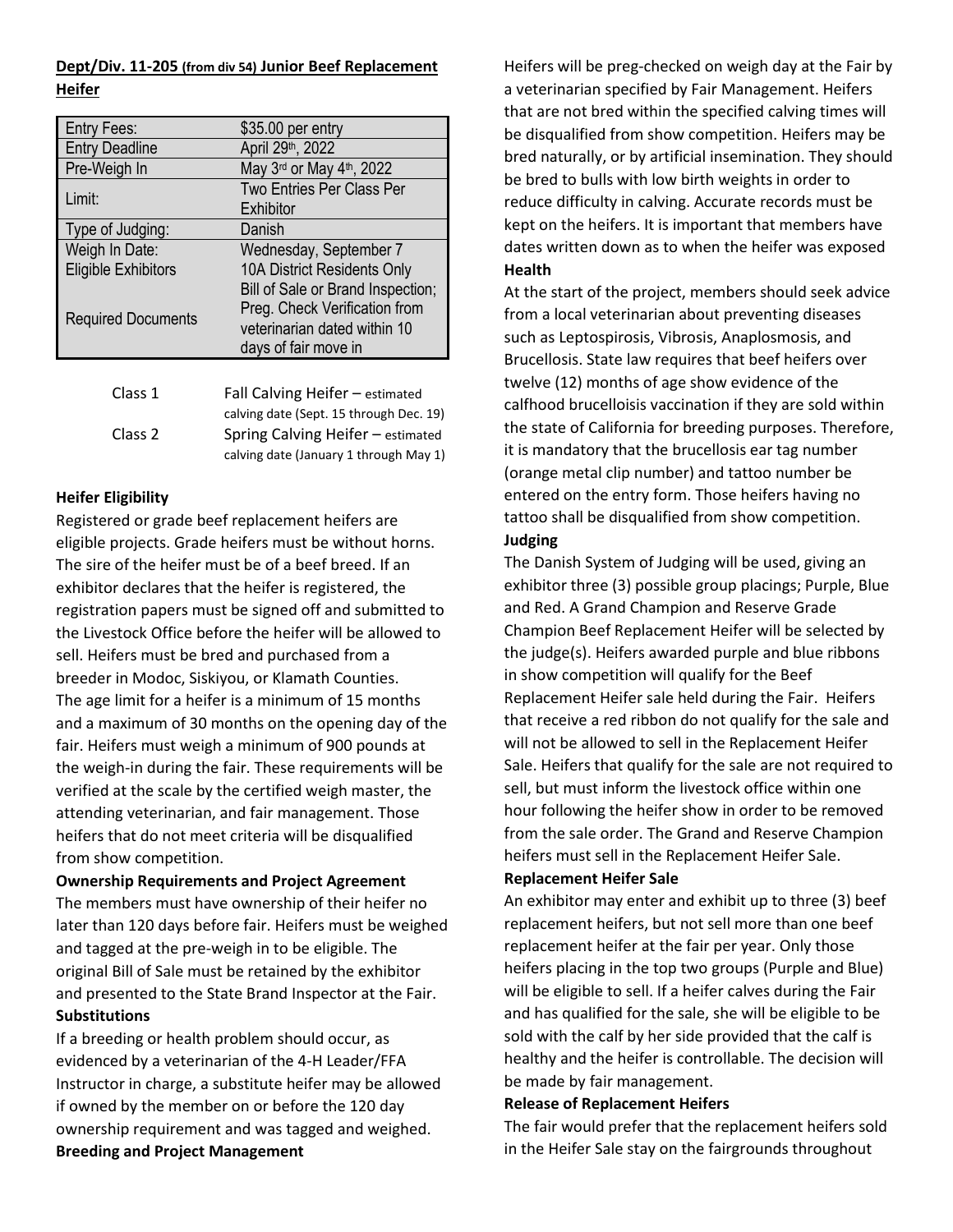**Dept/Div. 11-205 (from div 54) Junior Beef Replacement Heifer**

| Entry Fees: | $35.00 per entry |
| --- | --- |
| Entry Deadline | April 29th, 2022 |
| Pre-Weigh In | May 3rd or May 4th, 2022 |
| Limit: | Two Entries Per Class Per Exhibitor |
| Type of Judging: | Danish |
| Weigh In Date: | Wednesday, September 7 |
| Eligible Exhibitors | 10A District Residents Only |
| Required Documents | Bill of Sale or Brand Inspection; Preg. Check Verification from veterinarian dated within 10 days of fair move in |

| | |
| --- | --- |
| Class 1 | Fall Calving Heifer – estimated calving date (Sept. 15 through Dec. 19) |
| Class 2 | Spring Calving Heifer – estimated calving date (January 1 through May 1) |

**Heifer Eligibility**

Registered or grade beef replacement heifers are eligible projects. Grade heifers must be without horns. The sire of the heifer must be of a beef breed. If an exhibitor declares that the heifer is registered, the registration papers must be signed off and submitted to the Livestock Office before the heifer will be allowed to sell. Heifers must be bred and purchased from a breeder in Modoc, Siskiyou, or Klamath Counties. The age limit for a heifer is a minimum of 15 months and a maximum of 30 months on the opening day of the fair. Heifers must weigh a minimum of 900 pounds at the weigh-in during the fair. These requirements will be verified at the scale by the certified weigh master, the attending veterinarian, and fair management. Those heifers that do not meet criteria will be disqualified from show competition.

**Ownership Requirements and Project Agreement**

The members must have ownership of their heifer no later than 120 days before fair. Heifers must be weighed and tagged at the pre-weigh in to be eligible. The original Bill of Sale must be retained by the exhibitor and presented to the State Brand Inspector at the Fair.

**Substitutions**

If a breeding or health problem should occur, as evidenced by a veterinarian of the 4-H Leader/FFA Instructor in charge, a substitute heifer may be allowed if owned by the member on or before the 120 day ownership requirement and was tagged and weighed.

**Breeding and Project Management**

Heifers will be preg-checked on weigh day at the Fair by a veterinarian specified by Fair Management. Heifers that are not bred within the specified calving times will be disqualified from show competition. Heifers may be bred naturally, or by artificial insemination. They should be bred to bulls with low birth weights in order to reduce difficulty in calving. Accurate records must be kept on the heifers. It is important that members have dates written down as to when the heifer was exposed

**Health**

At the start of the project, members should seek advice from a local veterinarian about preventing diseases such as Leptospirosis, Vibrosis, Anaplosmosis, and Brucellosis. State law requires that beef heifers over twelve (12) months of age show evidence of the calfhood brucelloisis vaccination if they are sold within the state of California for breeding purposes. Therefore, it is mandatory that the brucellosis ear tag number (orange metal clip number) and tattoo number be entered on the entry form. Those heifers having no tattoo shall be disqualified from show competition.

**Judging**

The Danish System of Judging will be used, giving an exhibitor three (3) possible group placings; Purple, Blue and Red. A Grand Champion and Reserve Grade Champion Beef Replacement Heifer will be selected by the judge(s). Heifers awarded purple and blue ribbons in show competition will qualify for the Beef Replacement Heifer sale held during the Fair. Heifers that receive a red ribbon do not qualify for the sale and will not be allowed to sell in the Replacement Heifer Sale. Heifers that qualify for the sale are not required to sell, but must inform the livestock office within one hour following the heifer show in order to be removed from the sale order. The Grand and Reserve Champion heifers must sell in the Replacement Heifer Sale.

**Replacement Heifer Sale**

An exhibitor may enter and exhibit up to three (3) beef replacement heifers, but not sell more than one beef replacement heifer at the fair per year. Only those heifers placing in the top two groups (Purple and Blue) will be eligible to sell. If a heifer calves during the Fair and has qualified for the sale, she will be eligible to be sold with the calf by her side provided that the calf is healthy and the heifer is controllable. The decision will be made by fair management.

**Release of Replacement Heifers**

The fair would prefer that the replacement heifers sold in the Heifer Sale stay on the fairgrounds throughout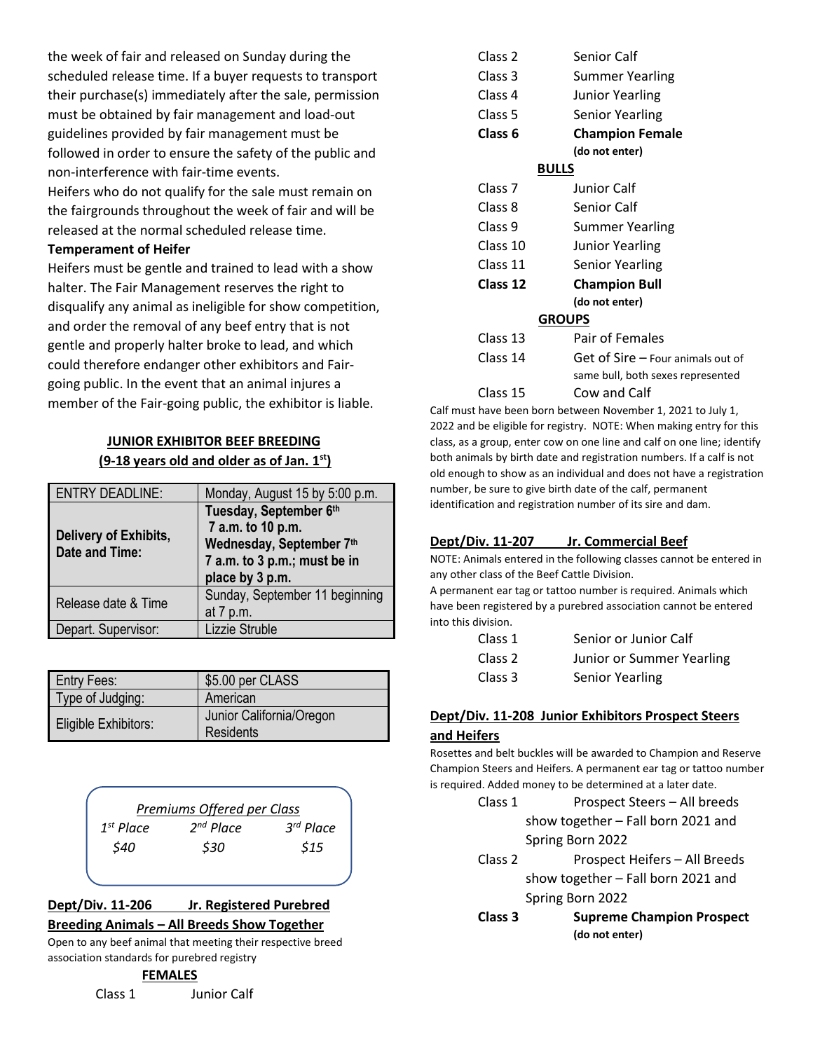the week of fair and released on Sunday during the scheduled release time. If a buyer requests to transport their purchase(s) immediately after the sale, permission must be obtained by fair management and load-out guidelines provided by fair management must be followed in order to ensure the safety of the public and non-interference with fair-time events.
Heifers who do not qualify for the sale must remain on the fairgrounds throughout the week of fair and will be released at the normal scheduled release time.

**Temperament of Heifer**
Heifers must be gentle and trained to lead with a show halter. The Fair Management reserves the right to disqualify any animal as ineligible for show competition, and order the removal of any beef entry that is not gentle and properly halter broke to lead, and which could therefore endanger other exhibitors and Fair-going public. In the event that an animal injures a member of the Fair-going public, the exhibitor is liable.

## JUNIOR EXHIBITOR BEEF BREEDING
## (9-18 years old and older as of Jan. 1st)

| ENTRY DEADLINE: | Monday, August 15 by 5:00 p.m. |
|---|---|
| **Delivery of Exhibits, Date and Time:** | **Tuesday, September 6th 7 a.m. to 10 p.m. Wednesday, September 7th 7 a.m. to 3 p.m.; must be in place by 3 p.m.** |
| Release date & Time | Sunday, September 11 beginning at 7 p.m. |
| Depart. Supervisor: | Lizzie Struble |

| Entry Fees: | $5.00 per CLASS |
|---|---|
| Type of Judging: | American |
| Eligible Exhibitors: | Junior California/Oregon Residents |

*Premiums Offered per Class*

| *1st Place* | *2nd Place* | *3rd Place* |
|---|---|---|
| *$40* | *$30* | *$15* |

### Dept/Div. 11-206 Jr. Registered Purebred Breeding Animals – All Breeds Show Together

Open to any beef animal that meeting their respective breed association standards for purebred registry

**FEMALES**

Class 1 Junior Calf
Class 2 Senior Calf
Class 3 Summer Yearling
Class 4 Junior Yearling
Class 5 Senior Yearling
**Class 6 Champion Female (do not enter)**

**BULLS**

Class 7 Junior Calf
Class 8 Senior Calf
Class 9 Summer Yearling
Class 10 Junior Yearling
Class 11 Senior Yearling
**Class 12 Champion Bull (do not enter)**

**GROUPS**

Class 13 Pair of Females
Class 14 Get of Sire – Four animals out of same bull, both sexes represented
Class 15 Cow and Calf

Calf must have been born between November 1, 2021 to July 1, 2022 and be eligible for registry. NOTE: When making entry for this class, as a group, enter cow on one line and calf on one line; identify both animals by birth date and registration numbers. If a calf is not old enough to show as an individual and does not have a registration number, be sure to give birth date of the calf, permanent identification and registration number of its sire and dam.

### Dept/Div. 11-207 Jr. Commercial Beef

NOTE: Animals entered in the following classes cannot be entered in any other class of the Beef Cattle Division.
A permanent ear tag or tattoo number is required. Animals which have been registered by a purebred association cannot be entered into this division.

Class 1 Senior or Junior Calf
Class 2 Junior or Summer Yearling
Class 3 Senior Yearling

### Dept/Div. 11-208 Junior Exhibitors Prospect Steers and Heifers

Rosettes and belt buckles will be awarded to Champion and Reserve Champion Steers and Heifers. A permanent ear tag or tattoo number is required. Added money to be determined at a later date.

Class 1 Prospect Steers – All breeds show together – Fall born 2021 and Spring Born 2022
Class 2 Prospect Heifers – All Breeds show together – Fall born 2021 and Spring Born 2022
**Class 3 Supreme Champion Prospect (do not enter)**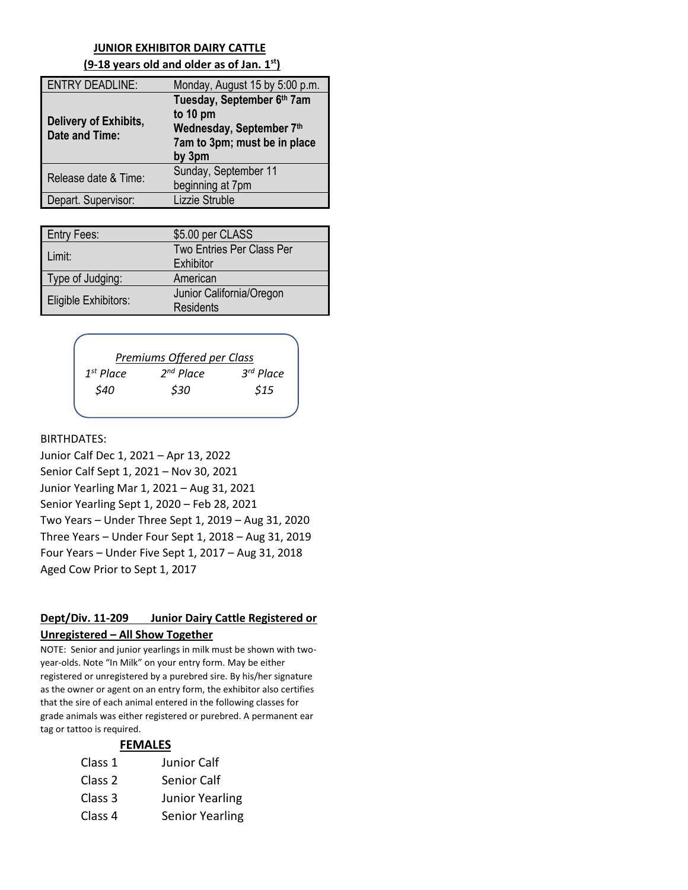**JUNIOR EXHIBITOR DAIRY CATTLE**

**(9-18 years old and older as of Jan. 1st)**

| | |
|---|---|
| ENTRY DEADLINE: | Monday, August 15 by 5:00 p.m. |
| **Delivery of Exhibits, Date and Time:** | **Tuesday, September 6th 7am to 10 pm Wednesday, September 7th 7am to 3pm; must be in place by 3pm** |
| Release date & Time: | Sunday, September 11 beginning at 7pm |
| Depart. Supervisor: | Lizzie Struble |

| | |
|---|---|
| Entry Fees: | $5.00 per CLASS |
| Limit: | Two Entries Per Class Per Exhibitor |
| Type of Judging: | American |
| Eligible Exhibitors: | Junior California/Oregon Residents |

*Premiums Offered per Class*

| *1st Place* | *2nd Place* | *3rd Place* |
|---|---|---|
| *$40* | *$30* | *$15* |

BIRTHDATES:

Junior Calf Dec 1, 2021 – Apr 13, 2022
Senior Calf Sept 1, 2021 – Nov 30, 2021
Junior Yearling Mar 1, 2021 – Aug 31, 2021
Senior Yearling Sept 1, 2020 – Feb 28, 2021
Two Years – Under Three Sept 1, 2019 – Aug 31, 2020
Three Years – Under Four Sept 1, 2018 – Aug 31, 2019
Four Years – Under Five Sept 1, 2017 – Aug 31, 2018
Aged Cow Prior to Sept 1, 2017

**Dept/Div. 11-209 Junior Dairy Cattle Registered or Unregistered – All Show Together**

NOTE: Senior and junior yearlings in milk must be shown with two-year-olds. Note "In Milk" on your entry form. May be either registered or unregistered by a purebred sire. By his/her signature as the owner or agent on an entry form, the exhibitor also certifies that the sire of each animal entered in the following classes for grade animals was either registered or purebred. A permanent ear tag or tattoo is required.

**FEMALES**

| | |
|---|---|
| Class 1 | Junior Calf |
| Class 2 | Senior Calf |
| Class 3 | Junior Yearling |
| Class 4 | Senior Yearling |